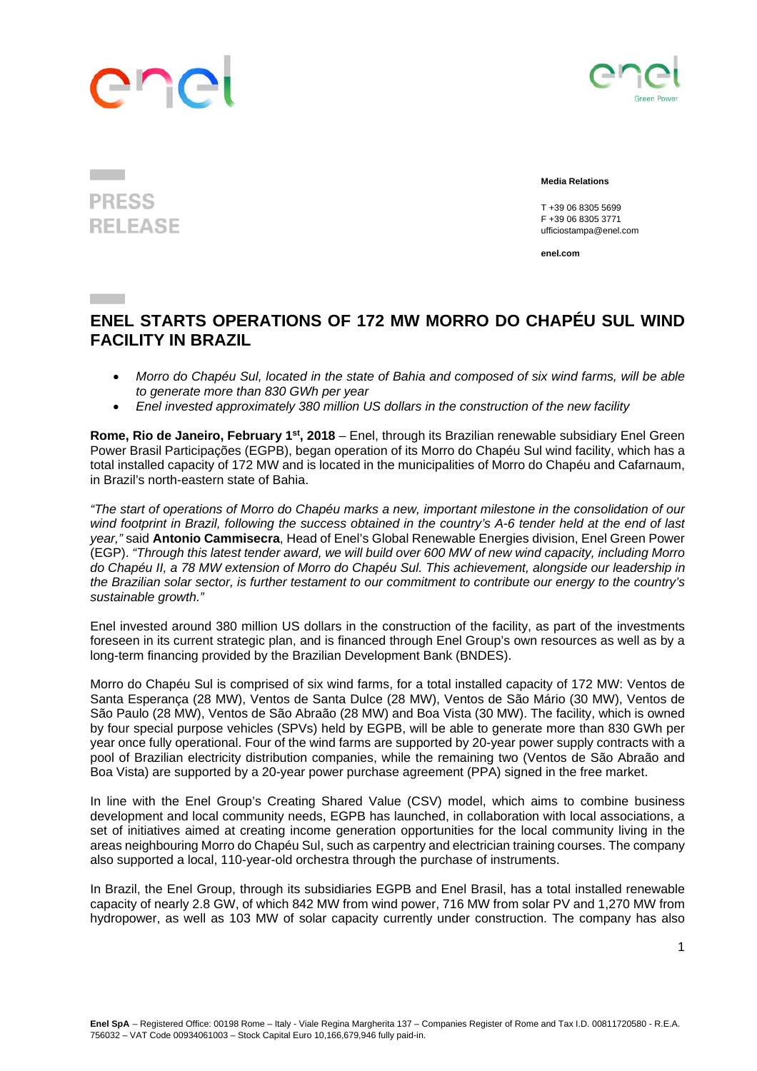PRESS RELEASE

**Media Relations**

T +39 06 8305 5699
F +39 06 8305 3771
ufficiostampa@enel.com

**enel.com**

# ENEL STARTS OPERATIONS OF 172 MW MORRO DO CHAPÉU SUL WIND FACILITY IN BRAZIL

- *Morro do Chapéu Sul, located in the state of Bahia and composed of six wind farms, will be able to generate more than 830 GWh per year*
- *Enel invested approximately 380 million US dollars in the construction of the new facility*

**Rome, Rio de Janeiro, February 1st, 2018** – Enel, through its Brazilian renewable subsidiary Enel Green Power Brasil Participações (EGPB), began operation of its Morro do Chapéu Sul wind facility, which has a total installed capacity of 172 MW and is located in the municipalities of Morro do Chapéu and Cafarnaum, in Brazil's north-eastern state of Bahia.

*"The start of operations of Morro do Chapéu marks a new, important milestone in the consolidation of our wind footprint in Brazil, following the success obtained in the country's A-6 tender held at the end of last year,"* said **Antonio Cammisecra**, Head of Enel's Global Renewable Energies division, Enel Green Power (EGP). *"Through this latest tender award, we will build over 600 MW of new wind capacity, including Morro do Chapéu II, a 78 MW extension of Morro do Chapéu Sul. This achievement, alongside our leadership in the Brazilian solar sector, is further testament to our commitment to contribute our energy to the country's sustainable growth."*

Enel invested around 380 million US dollars in the construction of the facility, as part of the investments foreseen in its current strategic plan, and is financed through Enel Group's own resources as well as by a long-term financing provided by the Brazilian Development Bank (BNDES).

Morro do Chapéu Sul is comprised of six wind farms, for a total installed capacity of 172 MW: Ventos de Santa Esperança (28 MW), Ventos de Santa Dulce (28 MW), Ventos de São Mário (30 MW), Ventos de São Paulo (28 MW), Ventos de São Abraão (28 MW) and Boa Vista (30 MW). The facility, which is owned by four special purpose vehicles (SPVs) held by EGPB, will be able to generate more than 830 GWh per year once fully operational. Four of the wind farms are supported by 20-year power supply contracts with a pool of Brazilian electricity distribution companies, while the remaining two (Ventos de São Abraão and Boa Vista) are supported by a 20-year power purchase agreement (PPA) signed in the free market.

In line with the Enel Group's Creating Shared Value (CSV) model, which aims to combine business development and local community needs, EGPB has launched, in collaboration with local associations, a set of initiatives aimed at creating income generation opportunities for the local community living in the areas neighbouring Morro do Chapéu Sul, such as carpentry and electrician training courses. The company also supported a local, 110-year-old orchestra through the purchase of instruments.

In Brazil, the Enel Group, through its subsidiaries EGPB and Enel Brasil, has a total installed renewable capacity of nearly 2.8 GW, of which 842 MW from wind power, 716 MW from solar PV and 1,270 MW from hydropower, as well as 103 MW of solar capacity currently under construction. The company has also

**Enel SpA** – Registered Office: 00198 Rome – Italy - Viale Regina Margherita 137 – Companies Register of Rome and Tax I.D. 00811720580 - R.E.A. 756032 – VAT Code 00934061003 – Stock Capital Euro 10,166,679,946 fully paid-in.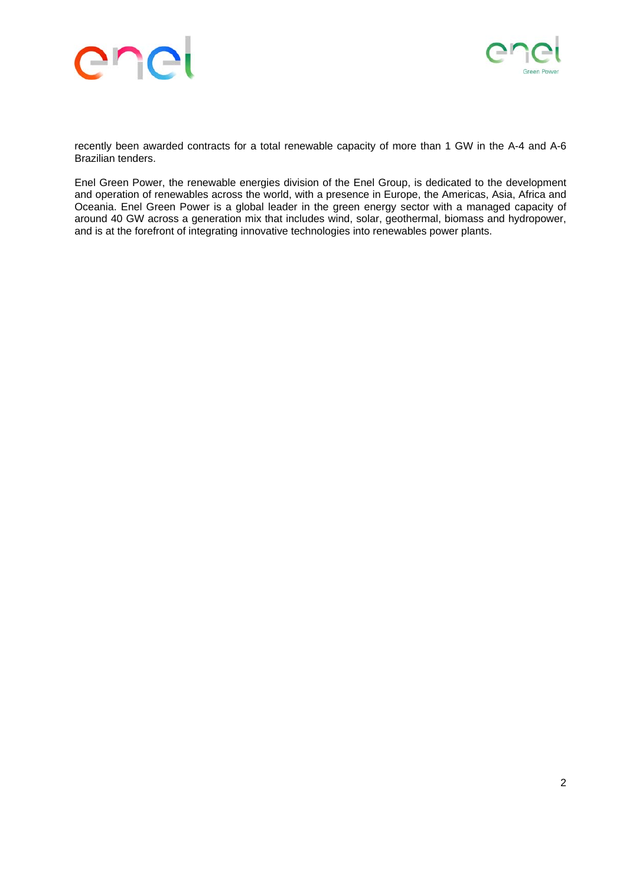recently been awarded contracts for a total renewable capacity of more than 1 GW in the A-4 and A-6 Brazilian tenders.

Enel Green Power, the renewable energies division of the Enel Group, is dedicated to the development and operation of renewables across the world, with a presence in Europe, the Americas, Asia, Africa and Oceania. Enel Green Power is a global leader in the green energy sector with a managed capacity of around 40 GW across a generation mix that includes wind, solar, geothermal, biomass and hydropower, and is at the forefront of integrating innovative technologies into renewables power plants.